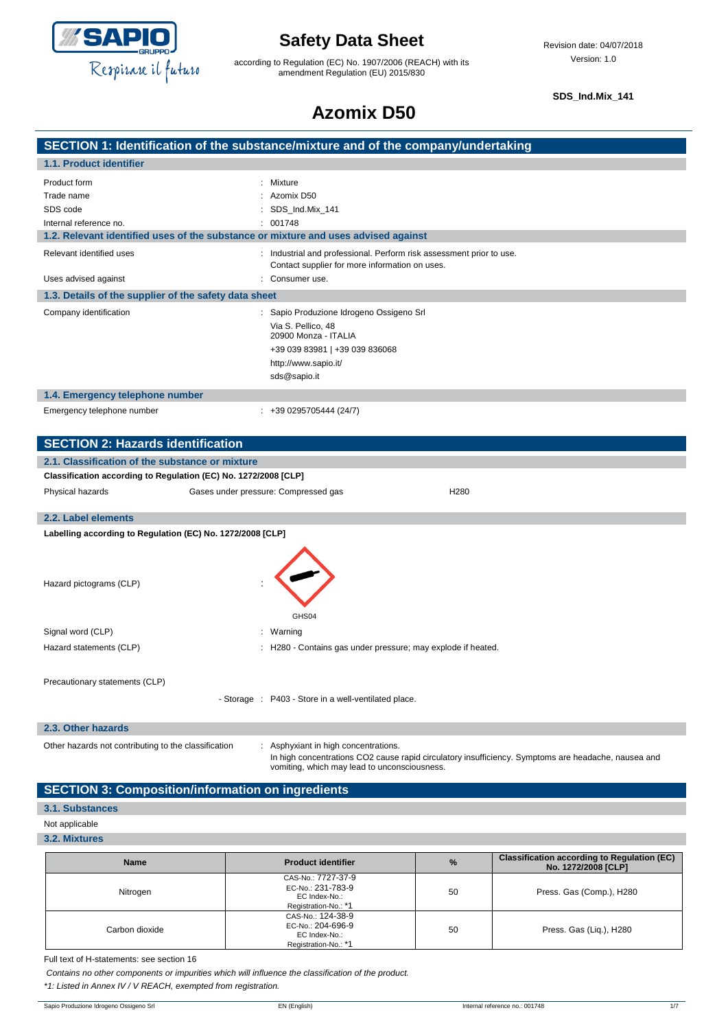# Safety Data Sheet

according to Regulation (EC) No. 1907/2006 (REACH) with its amendment Regulation (EU) 2015/830

Revision date: 04/07/2018
Version: 1.0

**SDS_Ind.Mix_141**

# Azomix D50

## SECTION 1: Identification of the substance/mixture and of the company/undertaking

### 1.1. Product identifier

| | |
|---|---|
| Product form | : Mixture |
| Trade name | : Azomix D50 |
| SDS code | : SDS_Ind.Mix_141 |
| Internal reference no. | : 001748 |

### 1.2. Relevant identified uses of the substance or mixture and uses advised against

| | |
|---|---|
| Relevant identified uses | : Industrial and professional. Perform risk assessment prior to use. Contact supplier for more information on uses. |
| Uses advised against | : Consumer use. |

### 1.3. Details of the supplier of the safety data sheet

Company identification : Sapio Produzione Idrogeno Ossigeno Srl
Via S. Pellico, 48
20900 Monza - ITALIA
+39 039 83981 | +39 039 836068
http://www.sapio.it/
sds@sapio.it

### 1.4. Emergency telephone number

Emergency telephone number : +39 0295705444 (24/7)

## SECTION 2: Hazards identification

### 2.1. Classification of the substance or mixture

**Classification according to Regulation (EC) No. 1272/2008 [CLP]**

| | | |
|---|---|---|
| Physical hazards | Gases under pressure: Compressed gas | H280 |

### 2.2. Label elements

**Labelling according to Regulation (EC) No. 1272/2008 [CLP]**

Hazard pictograms (CLP) :

GHS04

| | |
|---|---|
| Signal word (CLP) | : Warning |
| Hazard statements (CLP) | : H280 - Contains gas under pressure; may explode if heated. |

Precautionary statements (CLP)

- Storage : P403 - Store in a well-ventilated place.

### 2.3. Other hazards

Other hazards not contributing to the classification : Asphyxiant in high concentrations.
In high concentrations $CO_2$ cause rapid circulatory insufficiency. Symptoms are headache, nausea and vomiting, which may lead to unconsciousness.

## SECTION 3: Composition/information on ingredients

### 3.1. Substances

Not applicable

### 3.2. Mixtures

| Name | Product identifier | % | Classification according to Regulation (EC) No. 1272/2008 [CLP] |
|---|---|---|---|
| Nitrogen | CAS-No.: 7727-37-9<br>EC-No.: 231-783-9<br>EC Index-No.:<br>Registration-No.: *1 | 50 | Press. Gas (Comp.), H280 |
| Carbon dioxide | CAS-No.: 124-38-9<br>EC-No.: 204-696-9<br>EC Index-No.:<br>Registration-No.: *1 | 50 | Press. Gas (Liq.), H280 |

Full text of H-statements: see section 16

*Contains no other components or impurities which will influence the classification of the product.*

*\*1: Listed in Annex IV / V REACH, exempted from registration.*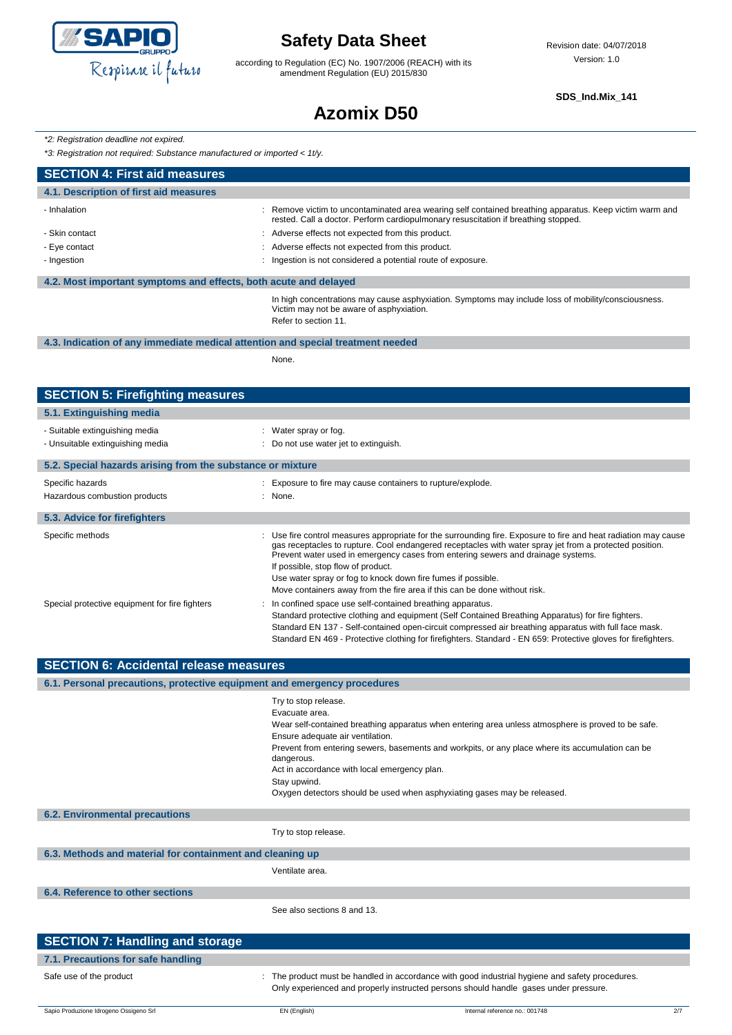*\*2: Registration deadline not expired.*

*\*3: Registration not required: Substance manufactured or imported < 1t/y.*

## SECTION 4: First aid measures

### 4.1. Description of first aid measures

- Inhalation : Remove victim to uncontaminated area wearing self contained breathing apparatus. Keep victim warm and rested. Call a doctor. Perform cardiopulmonary resuscitation if breathing stopped.
- Skin contact : Adverse effects not expected from this product.
- Eye contact : Adverse effects not expected from this product.
- Ingestion : Ingestion is not considered a potential route of exposure.

### 4.2. Most important symptoms and effects, both acute and delayed

In high concentrations may cause asphyxiation. Symptoms may include loss of mobility/consciousness. Victim may not be aware of asphyxiation.

Refer to section 11.

### 4.3. Indication of any immediate medical attention and special treatment needed

None.

## SECTION 5: Firefighting measures

### 5.1. Extinguishing media

- Suitable extinguishing media : Water spray or fog.
- Unsuitable extinguishing media : Do not use water jet to extinguish.

### 5.2. Special hazards arising from the substance or mixture

Specific hazards : Exposure to fire may cause containers to rupture/explode.

Hazardous combustion products : None.

### 5.3. Advice for firefighters

Specific methods : Use fire control measures appropriate for the surrounding fire. Exposure to fire and heat radiation may cause gas receptacles to rupture. Cool endangered receptacles with water spray jet from a protected position. Prevent water used in emergency cases from entering sewers and drainage systems.
If possible, stop flow of product.
Use water spray or fog to knock down fire fumes if possible.
Move containers away from the fire area if this can be done without risk.

Special protective equipment for fire fighters : In confined space use self-contained breathing apparatus.
Standard protective clothing and equipment (Self Contained Breathing Apparatus) for fire fighters.
Standard EN 137 - Self-contained open-circuit compressed air breathing apparatus with full face mask.
Standard EN 469 - Protective clothing for firefighters. Standard - EN 659: Protective gloves for firefighters.

## SECTION 6: Accidental release measures

### 6.1. Personal precautions, protective equipment and emergency procedures

Try to stop release.
Evacuate area.
Wear self-contained breathing apparatus when entering area unless atmosphere is proved to be safe.
Ensure adequate air ventilation.
Prevent from entering sewers, basements and workpits, or any place where its accumulation can be dangerous.
Act in accordance with local emergency plan.
Stay upwind.
Oxygen detectors should be used when asphyxiating gases may be released.

### 6.2. Environmental precautions

Try to stop release.

### 6.3. Methods and material for containment and cleaning up

Ventilate area.

### 6.4. Reference to other sections

See also sections 8 and 13.

## SECTION 7: Handling and storage

### 7.1. Precautions for safe handling

Safe use of the product : The product must be handled in accordance with good industrial hygiene and safety procedures.
Only experienced and properly instructed persons should handle gases under pressure.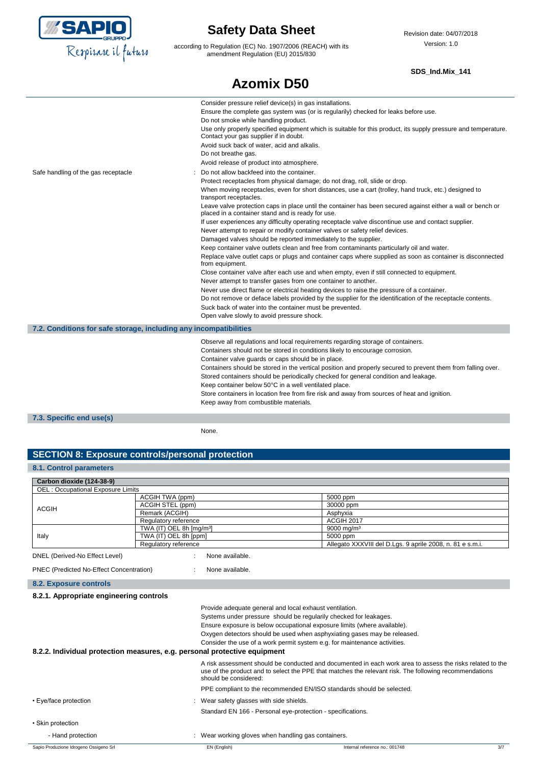Consider pressure relief device(s) in gas installations.
Ensure the complete gas system was (or is regularily) checked for leaks before use.
Do not smoke while handling product.
Use only properly specified equipment which is suitable for this product, its supply pressure and temperature. Contact your gas supplier if in doubt.
Avoid suck back of water, acid and alkalis.
Do not breathe gas.
Avoid release of product into atmosphere.

Safe handling of the gas receptacle : Do not allow backfeed into the container.
Protect receptacles from physical damage; do not drag, roll, slide or drop.
When moving receptacles, even for short distances, use a cart (trolley, hand truck, etc.) designed to transport receptacles.
Leave valve protection caps in place until the container has been secured against either a wall or bench or placed in a container stand and is ready for use.
If user experiences any difficulty operating receptacle valve discontinue use and contact supplier.
Never attempt to repair or modify container valves or safety relief devices.
Damaged valves should be reported immediately to the supplier.
Keep container valve outlets clean and free from contaminants particularly oil and water.
Replace valve outlet caps or plugs and container caps where supplied as soon as container is disconnected from equipment.
Close container valve after each use and when empty, even if still connected to equipment.
Never attempt to transfer gases from one container to another.
Never use direct flame or electrical heating devices to raise the pressure of a container.
Do not remove or deface labels provided by the supplier for the identification of the receptacle contents.
Suck back of water into the container must be prevented.
Open valve slowly to avoid pressure shock.

### 7.2. Conditions for safe storage, including any incompatibilities

Observe all regulations and local requirements regarding storage of containers.
Containers should not be stored in conditions likely to encourage corrosion.
Container valve guards or caps should be in place.
Containers should be stored in the vertical position and properly secured to prevent them from falling over.
Stored containers should be periodically checked for general condition and leakage.
Keep container below 50°C in a well ventilated place.
Store containers in location free from fire risk and away from sources of heat and ignition.
Keep away from combustible materials.

### 7.3. Specific end use(s)

None.

## SECTION 8: Exposure controls/personal protection

### 8.1. Control parameters

| Carbon dioxide (124-38-9) | | |
|---|---|---|
| OEL : Occupational Exposure Limits | | |
| ACGIH | ACGIH TWA (ppm) | 5000 ppm |
| | ACGIH STEL (ppm) | 30000 ppm |
| | Remark (ACGIH) | Asphyxia |
| | Regulatory reference | ACGIH 2017 |
| Italy | TWA (IT) OEL 8h [mg/m³] | 9000 mg/m³ |
| | TWA (IT) OEL 8h [ppm] | 5000 ppm |
| | Regulatory reference | Allegato XXXVIII del D.Lgs. 9 aprile 2008, n. 81 e s.m.i. |

DNEL (Derived-No Effect Level) : None available.

PNEC (Predicted No-Effect Concentration) : None available.

### 8.2. Exposure controls

#### 8.2.1. Appropriate engineering controls

Provide adequate general and local exhaust ventilation.
Systems under pressure should be regularily checked for leakages.
Ensure exposure is below occupational exposure limits (where available).
Oxygen detectors should be used when asphyxiating gases may be released.
Consider the use of a work permit system e.g. for maintenance activities.

#### 8.2.2. Individual protection measures, e.g. personal protective equipment

A risk assessment should be conducted and documented in each work area to assess the risks related to the use of the product and to select the PPE that matches the relevant risk. The following recommendations should be considered:

PPE compliant to the recommended EN/ISO standards should be selected.

• Eye/face protection : Wear safety glasses with side shields.
Standard EN 166 - Personal eye-protection - specifications.

• Skin protection

- Hand protection : Wear working gloves when handling gas containers.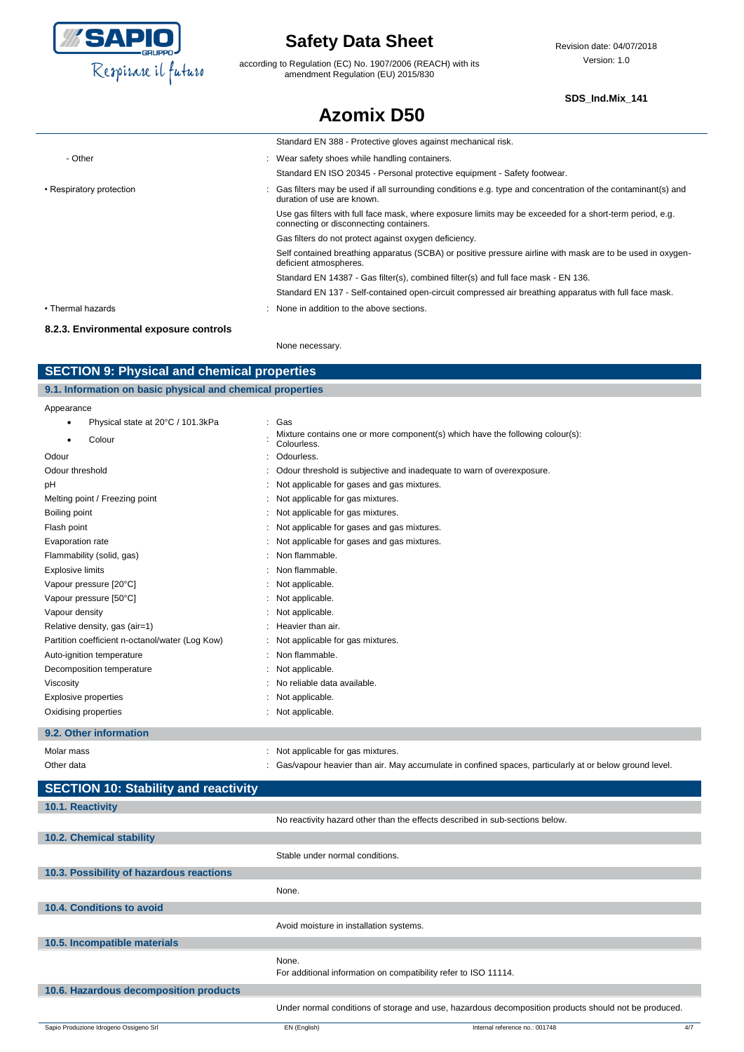| | |
|---|---|
| | Standard EN 388 - Protective gloves against mechanical risk. |
| - Other | : Wear safety shoes while handling containers. |
| | Standard EN ISO 20345 - Personal protective equipment - Safety footwear. |
| • Respiratory protection | : Gas filters may be used if all surrounding conditions e.g. type and concentration of the contaminant(s) and duration of use are known. |
| | Use gas filters with full face mask, where exposure limits may be exceeded for a short-term period, e.g. connecting or disconnecting containers. |
| | Gas filters do not protect against oxygen deficiency. |
| | Self contained breathing apparatus (SCBA) or positive pressure airline with mask are to be used in oxygen-deficient atmospheres. |
| | Standard EN 14387 - Gas filter(s), combined filter(s) and full face mask - EN 136. |
| | Standard EN 137 - Self-contained open-circuit compressed air breathing apparatus with full face mask. |
| • Thermal hazards | : None in addition to the above sections. |

#### 8.2.3. Environmental exposure controls

None necessary.

## SECTION 9: Physical and chemical properties

### 9.1. Information on basic physical and chemical properties

Appearance

| | |
|---|---|
| • Physical state at 20°C / 101.3kPa | : Gas |
| • Colour | : Mixture contains one or more component(s) which have the following colour(s): Colourless. |
| Odour | : Odourless. |
| Odour threshold | : Odour threshold is subjective and inadequate to warn of overexposure. |
| pH | : Not applicable for gases and gas mixtures. |
| Melting point / Freezing point | : Not applicable for gas mixtures. |
| Boiling point | : Not applicable for gas mixtures. |
| Flash point | : Not applicable for gases and gas mixtures. |
| Evaporation rate | : Not applicable for gases and gas mixtures. |
| Flammability (solid, gas) | : Non flammable. |
| Explosive limits | : Non flammable. |
| Vapour pressure [20°C] | : Not applicable. |
| Vapour pressure [50°C] | : Not applicable. |
| Vapour density | : Not applicable. |
| Relative density, gas (air=1) | : Heavier than air. |
| Partition coefficient n-octanol/water (Log Kow) | : Not applicable for gas mixtures. |
| Auto-ignition temperature | : Non flammable. |
| Decomposition temperature | : Not applicable. |
| Viscosity | : No reliable data available. |
| Explosive properties | : Not applicable. |
| Oxidising properties | : Not applicable. |

### 9.2. Other information

| | |
|---|---|
| Molar mass | : Not applicable for gas mixtures. |
| Other data | : Gas/vapour heavier than air. May accumulate in confined spaces, particularly at or below ground level. |

## SECTION 10: Stability and reactivity

### 10.1. Reactivity

No reactivity hazard other than the effects described in sub-sections below.

### 10.2. Chemical stability

Stable under normal conditions.

### 10.3. Possibility of hazardous reactions

None.

### 10.4. Conditions to avoid

Avoid moisture in installation systems.

### 10.5. Incompatible materials

None.
For additional information on compatibility refer to ISO 11114.

### 10.6. Hazardous decomposition products

Under normal conditions of storage and use, hazardous decomposition products should not be produced.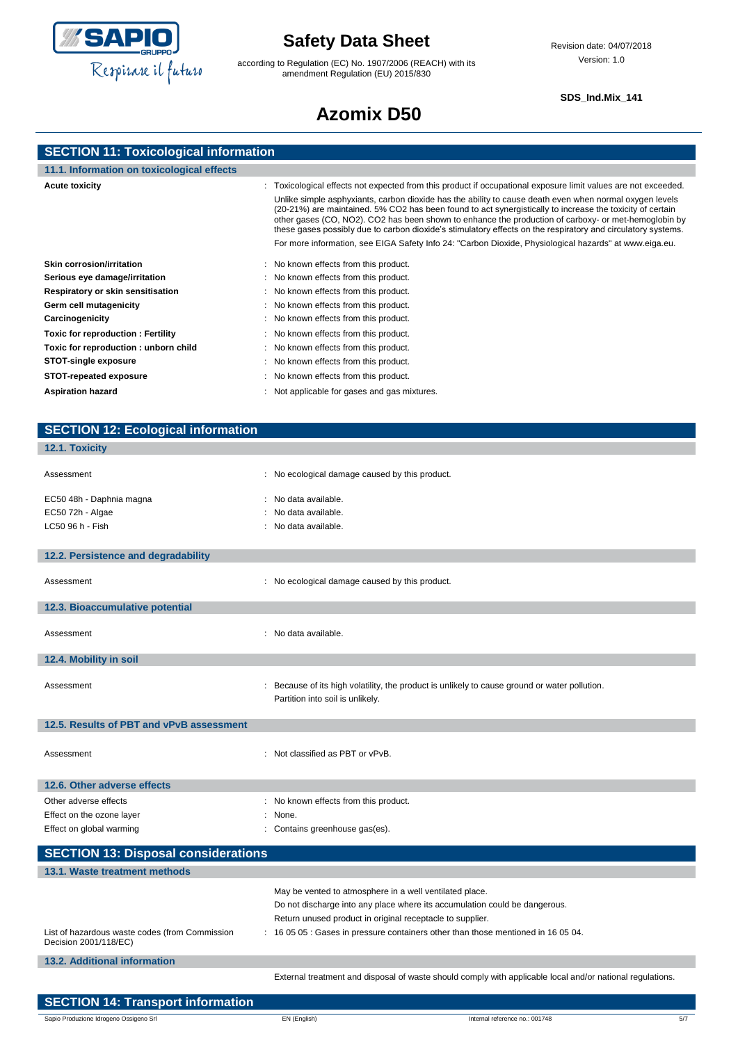# Azomix D50

## SECTION 11: Toxicological information

### 11.1. Information on toxicological effects

| | |
|---|---|
| **Acute toxicity** | : Toxicological effects not expected from this product if occupational exposure limit values are not exceeded.<br>Unlike simple asphyxiants, carbon dioxide has the ability to cause death even when normal oxygen levels (20-21%) are maintained. 5% $CO_2$ has been found to act synergistically to increase the toxicity of certain other gases (CO, $NO_2$). $CO_2$ has been shown to enhance the production of carboxy- or met-hemoglobin by these gases possibly due to carbon dioxide's stimulatory effects on the respiratory and circulatory systems.<br>For more information, see EIGA Safety Info 24: "Carbon Dioxide, Physiological hazards" at www.eiga.eu. |
| **Skin corrosion/irritation** | : No known effects from this product. |
| **Serious eye damage/irritation** | : No known effects from this product. |
| **Respiratory or skin sensitisation** | : No known effects from this product. |
| **Germ cell mutagenicity** | : No known effects from this product. |
| **Carcinogenicity** | : No known effects from this product. |
| **Toxic for reproduction : Fertility** | : No known effects from this product. |
| **Toxic for reproduction : unborn child** | : No known effects from this product. |
| **STOT-single exposure** | : No known effects from this product. |
| **STOT-repeated exposure** | : No known effects from this product. |
| **Aspiration hazard** | : Not applicable for gases and gas mixtures. |

## SECTION 12: Ecological information

### 12.1. Toxicity

| | |
|---|---|
| Assessment | : No ecological damage caused by this product. |
| EC50 48h - Daphnia magna | : No data available. |
| EC50 72h - Algae | : No data available. |
| LC50 96 h - Fish | : No data available. |

### 12.2. Persistence and degradability

| | |
|---|---|
| Assessment | : No ecological damage caused by this product. |

### 12.3. Bioaccumulative potential

| | |
|---|---|
| Assessment | : No data available. |

### 12.4. Mobility in soil

| | |
|---|---|
| Assessment | : Because of its high volatility, the product is unlikely to cause ground or water pollution.<br>Partition into soil is unlikely. |

### 12.5. Results of PBT and vPvB assessment

| | |
|---|---|
| Assessment | : Not classified as PBT or vPvB. |

### 12.6. Other adverse effects

| | |
|---|---|
| Other adverse effects | : No known effects from this product. |
| Effect on the ozone layer | : None. |
| Effect on global warming | : Contains greenhouse gas(es). |

## SECTION 13: Disposal considerations

### 13.1. Waste treatment methods

May be vented to atmosphere in a well ventilated place.
Do not discharge into any place where its accumulation could be dangerous.
Return unused product in original receptacle to supplier.

| | |
|---|---|
| List of hazardous waste codes (from Commission Decision 2001/118/EC) | : 16 05 05 : Gases in pressure containers other than those mentioned in 16 05 04. |

### 13.2. Additional information

External treatment and disposal of waste should comply with applicable local and/or national regulations.

## SECTION 14: Transport information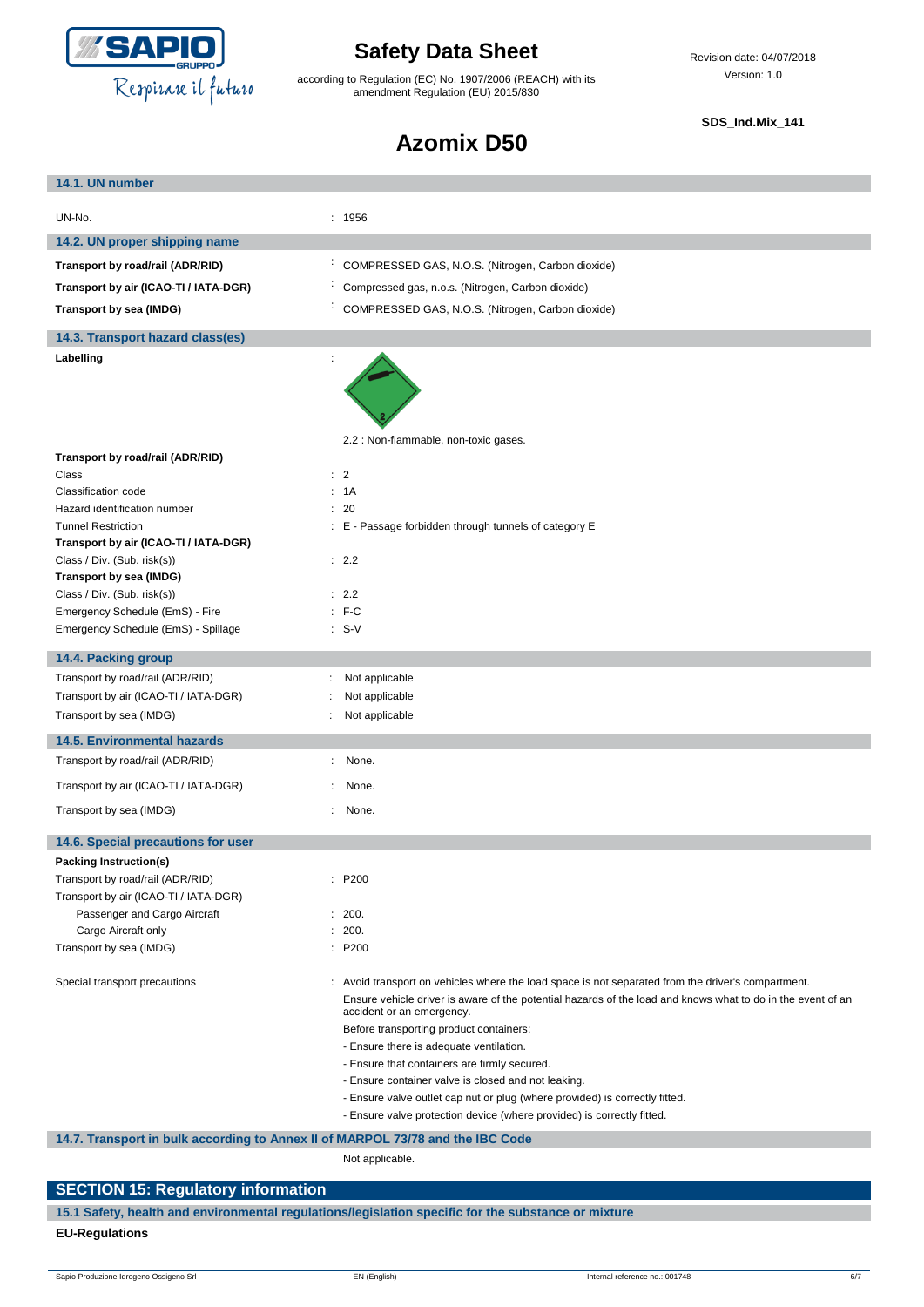### 14.1. UN number

| | |
|---|---|
| UN-No. | : 1956 |

### 14.2. UN proper shipping name

| | |
|---|---|
| **Transport by road/rail (ADR/RID)** | : COMPRESSED GAS, N.O.S. (Nitrogen, Carbon dioxide) |
| **Transport by air (ICAO-TI / IATA-DGR)** | : Compressed gas, n.o.s. (Nitrogen, Carbon dioxide) |
| **Transport by sea (IMDG)** | : COMPRESSED GAS, N.O.S. (Nitrogen, Carbon dioxide) |

### 14.3. Transport hazard class(es)

**Labelling** :

2.2 : Non-flammable, non-toxic gases.

| | |
|---|---|
| **Transport by road/rail (ADR/RID)** | |
| Class | : 2 |
| Classification code | : 1A |
| Hazard identification number | : 20 |
| Tunnel Restriction | : E - Passage forbidden through tunnels of category E |
| **Transport by air (ICAO-TI / IATA-DGR)** | |
| Class / Div. (Sub. risk(s)) | : 2.2 |
| **Transport by sea (IMDG)** | |
| Class / Div. (Sub. risk(s)) | : 2.2 |
| Emergency Schedule (EmS) - Fire | : F-C |
| Emergency Schedule (EmS) - Spillage | : S-V |

### 14.4. Packing group

| | |
|---|---|
| Transport by road/rail (ADR/RID) | : Not applicable |
| Transport by air (ICAO-TI / IATA-DGR) | : Not applicable |
| Transport by sea (IMDG) | : Not applicable |

### 14.5. Environmental hazards

| | |
|---|---|
| Transport by road/rail (ADR/RID) | : None. |
| Transport by air (ICAO-TI / IATA-DGR) | : None. |
| Transport by sea (IMDG) | : None. |

### 14.6. Special precautions for user

| | |
|---|---|
| **Packing Instruction(s)** | |
| Transport by road/rail (ADR/RID) | : P200 |
| Transport by air (ICAO-TI / IATA-DGR) | |
| Passenger and Cargo Aircraft | : 200. |
| Cargo Aircraft only | : 200. |
| Transport by sea (IMDG) | : P200 |

Special transport precautions : Avoid transport on vehicles where the load space is not separated from the driver's compartment.

Ensure vehicle driver is aware of the potential hazards of the load and knows what to do in the event of an accident or an emergency.

Before transporting product containers:

- Ensure there is adequate ventilation.
- Ensure that containers are firmly secured.
- Ensure container valve is closed and not leaking.
- Ensure valve outlet cap nut or plug (where provided) is correctly fitted.
- Ensure valve protection device (where provided) is correctly fitted.

### 14.7. Transport in bulk according to Annex II of MARPOL 73/78 and the IBC Code

Not applicable.

## SECTION 15: Regulatory information

### 15.1 Safety, health and environmental regulations/legislation specific for the substance or mixture

**EU-Regulations**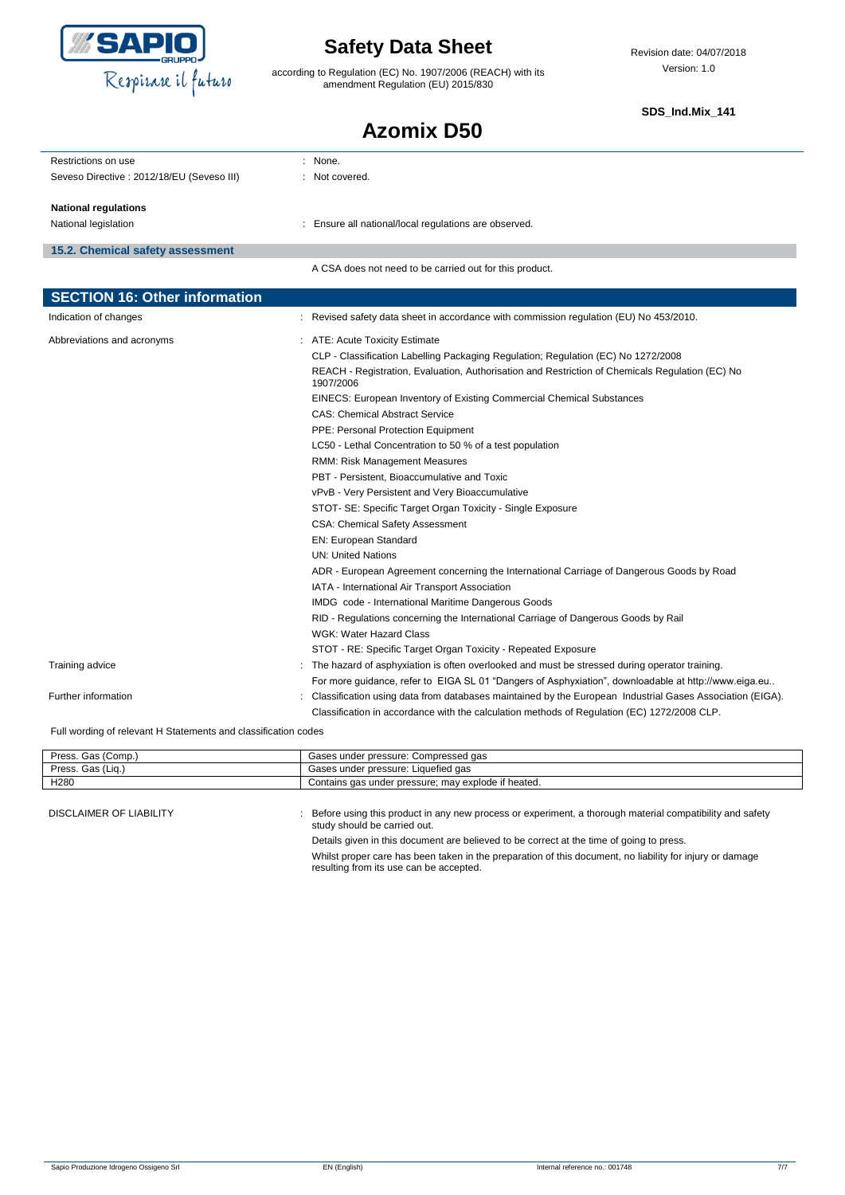# Azomix D50

Restrictions on use : None.

Seveso Directive : 2012/18/EU (Seveso III) : Not covered.

**National regulations**

National legislation : Ensure all national/local regulations are observed.

### 15.2. Chemical safety assessment

A CSA does not need to be carried out for this product.

## SECTION 16: Other information

Indication of changes : Revised safety data sheet in accordance with commission regulation (EU) No 453/2010.

Abbreviations and acronyms :
- ATE: Acute Toxicity Estimate
- CLP - Classification Labelling Packaging Regulation; Regulation (EC) No 1272/2008
- REACH - Registration, Evaluation, Authorisation and Restriction of Chemicals Regulation (EC) No 1907/2006
- EINECS: European Inventory of Existing Commercial Chemical Substances
- CAS: Chemical Abstract Service
- PPE: Personal Protection Equipment
- LC50 - Lethal Concentration to 50 % of a test population
- RMM: Risk Management Measures
- PBT - Persistent, Bioaccumulative and Toxic
- vPvB - Very Persistent and Very Bioaccumulative
- STOT- SE: Specific Target Organ Toxicity - Single Exposure
- CSA: Chemical Safety Assessment
- EN: European Standard
- UN: United Nations
- ADR - European Agreement concerning the International Carriage of Dangerous Goods by Road
- IATA - International Air Transport Association
- IMDG code - International Maritime Dangerous Goods
- RID - Regulations concerning the International Carriage of Dangerous Goods by Rail
- WGK: Water Hazard Class
- STOT - RE: Specific Target Organ Toxicity - Repeated Exposure

Training advice : The hazard of asphyxiation is often overlooked and must be stressed during operator training.
For more guidance, refer to EIGA SL 01 "Dangers of Asphyxiation", downloadable at http://www.eiga.eu..

Further information : Classification using data from databases maintained by the European Industrial Gases Association (EIGA).
Classification in accordance with the calculation methods of Regulation (EC) 1272/2008 CLP.

Full wording of relevant H Statements and classification codes

| | |
|---|---|
| Press. Gas (Comp.) | Gases under pressure: Compressed gas |
| Press. Gas (Liq.) | Gases under pressure: Liquefied gas |
| H280 | Contains gas under pressure; may explode if heated. |

DISCLAIMER OF LIABILITY : Before using this product in any new process or experiment, a thorough material compatibility and safety study should be carried out.
Details given in this document are believed to be correct at the time of going to press.
Whilst proper care has been taken in the preparation of this document, no liability for injury or damage resulting from its use can be accepted.